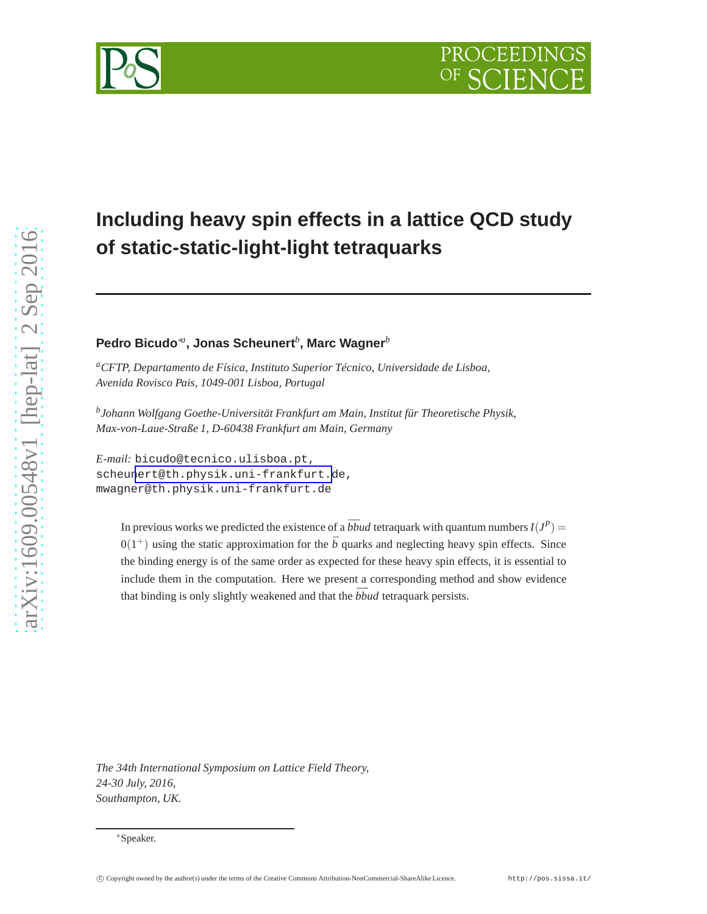# Including heavy spin effects in a lattice QCD study of static-static-light-light tetraquarks

**Pedro Bicudo**[∗a], **Jonas Scheunert**[b], **Marc Wagner**[b]

[a]*CFTP, Departamento de Física, Instituto Superior Técnico, Universidade de Lisboa, Avenida Rovisco Pais, 1049-001 Lisboa, Portugal*

[b]*Johann Wolfgang Goethe-Universität Frankfurt am Main, Institut für Theoretische Physik, Max-von-Laue-Straße 1, D-60438 Frankfurt am Main, Germany*

*E-mail:* bicudo@tecnico.ulisboa.pt, scheunert@th.physik.uni-frankfurt.de, mwagner@th.physik.uni-frankfurt.de

In previous works we predicted the existence of a $\bar{b}\bar{b}ud$ tetraquark with quantum numbers $I(J^P) = 0(1^+)$ using the static approximation for the $\bar{b}$ quarks and neglecting heavy spin effects. Since the binding energy is of the same order as expected for these heavy spin effects, it is essential to include them in the computation. Here we present a corresponding method and show evidence that binding is only slightly weakened and that the $\bar{b}\bar{b}ud$ tetraquark persists.

*The 34th International Symposium on Lattice Field Theory, 24-30 July, 2016, Southampton, UK.*

∗Speaker.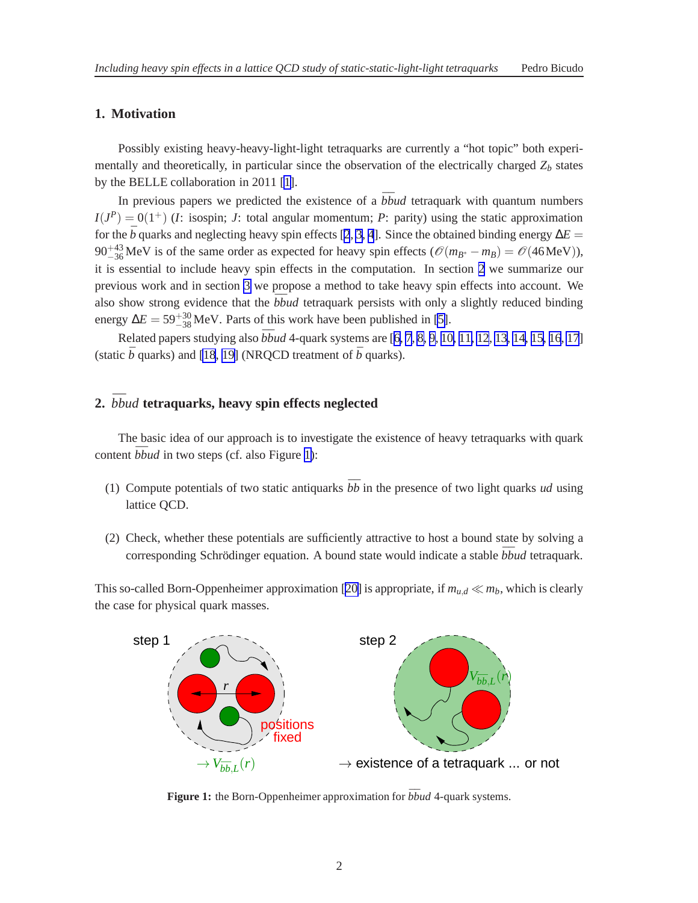## 1. Motivation

Possibly existing heavy-heavy-light-light tetraquarks are currently a "hot topic" both experimentally and theoretically, in particular since the observation of the electrically charged $Z_b$ states by the BELLE collaboration in 2011 [1].

In previous papers we predicted the existence of a $\bar{b}\bar{b}ud$ tetraquark with quantum numbers $I(J^P) = 0(1^+)$ ($I$: isospin; $J$: total angular momentum; $P$: parity) using the static approximation for the $\bar{b}$ quarks and neglecting heavy spin effects [2, 3, 4]. Since the obtained binding energy $\Delta E = 90^{+43}_{-36}\,\text{MeV}$ is of the same order as expected for heavy spin effects ($\mathcal{O}(m_{B^*} - m_B) = \mathcal{O}(46\,\text{MeV})$), it is essential to include heavy spin effects in the computation. In section 2 we summarize our previous work and in section 3 we propose a method to take heavy spin effects into account. We also show strong evidence that the $\bar{b}\bar{b}ud$ tetraquark persists with only a slightly reduced binding energy $\Delta E = 59^{+30}_{-38}\,\text{MeV}$. Parts of this work have been published in [5].

Related papers studying also $\bar{b}\bar{b}ud$ 4-quark systems are [6, 7, 8, 9, 10, 11, 12, 13, 14, 15, 16, 17] (static $\bar{b}$ quarks) and [18, 19] (NRQCD treatment of $\bar{b}$ quarks).

## 2. $\bar{b}\bar{b}ud$ tetraquarks, heavy spin effects neglected

The basic idea of our approach is to investigate the existence of heavy tetraquarks with quark content $\bar{b}\bar{b}ud$ in two steps (cf. also Figure 1):

(1) Compute potentials of two static antiquarks $\bar{b}\bar{b}$ in the presence of two light quarks $ud$ using lattice QCD.

(2) Check, whether these potentials are sufficiently attractive to host a bound state by solving a corresponding Schrödinger equation. A bound state would indicate a stable $\bar{b}\bar{b}ud$ tetraquark.

This so-called Born-Oppenheimer approximation [20] is appropriate, if $m_{u,d} \ll m_b$, which is clearly the case for physical quark masses.

step 1

$r$

positions fixed

$\rightarrow V_{\bar{b}\bar{b},L}(r)$

step 2

$V_{\bar{b}\bar{b},L}(r)$

$\rightarrow$ existence of a tetraquark ... or not

**Figure 1:** the Born-Oppenheimer approximation for $\bar{b}\bar{b}ud$ 4-quark systems.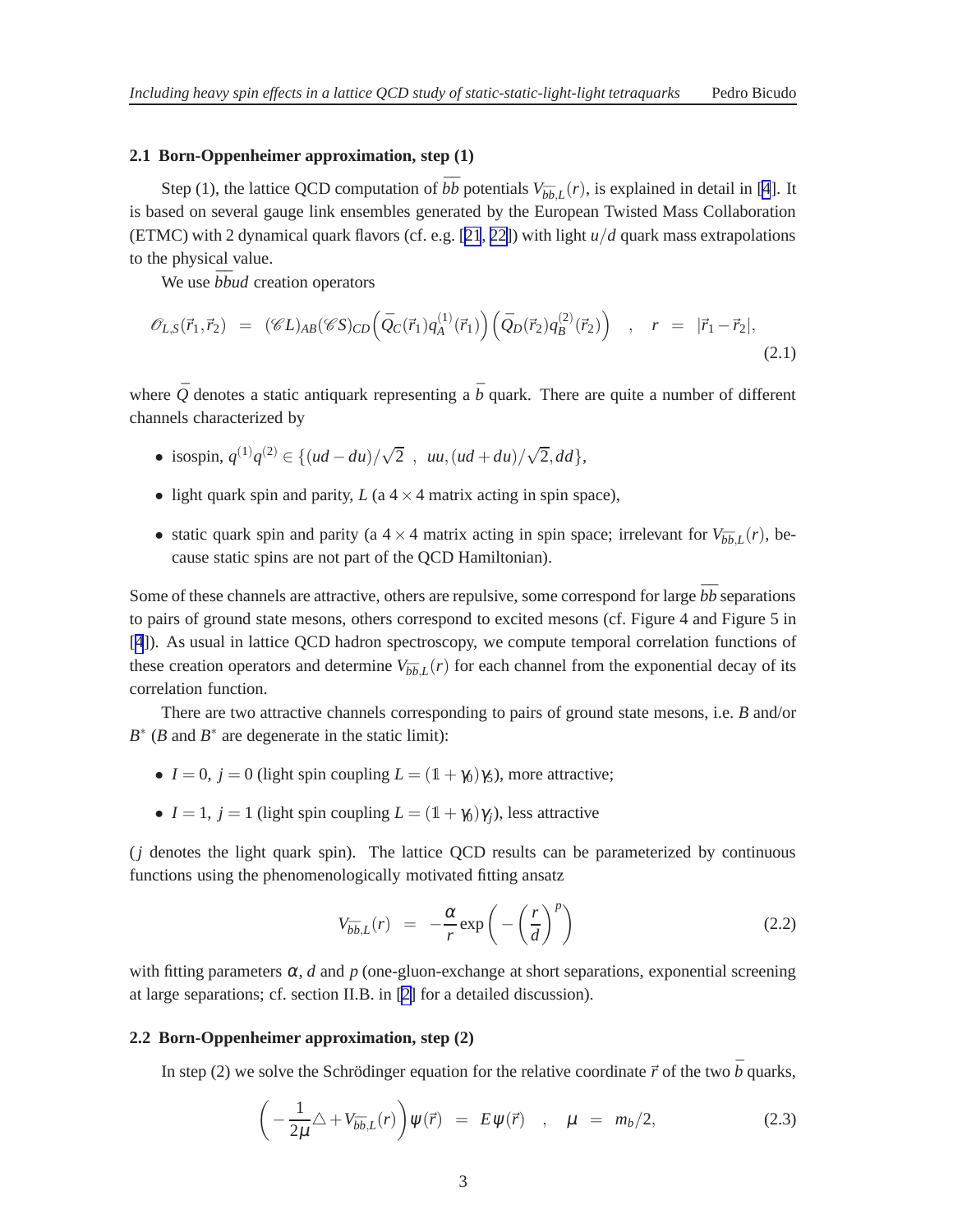### 2.1 Born-Oppenheimer approximation, step (1)

Step (1), the lattice QCD computation of $\bar{b}\bar{b}$ potentials $V_{\bar{b}\bar{b},L}(r)$, is explained in detail in [4]. It is based on several gauge link ensembles generated by the European Twisted Mass Collaboration (ETMC) with 2 dynamical quark flavors (cf. e.g. [21, 22]) with light $u/d$ quark mass extrapolations to the physical value.

We use $\bar{b}\bar{b}ud$ creation operators

$$\mathscr{O}_{L,S}(\vec{r}_1,\vec{r}_2) \;=\; (\mathscr{C}L)_{AB}(\mathscr{C}S)_{CD}\Big(\bar{Q}_C(\vec{r}_1)q^{(1)}_A(\vec{r}_1)\Big)\Big(\bar{Q}_D(\vec{r}_2)q^{(2)}_B(\vec{r}_2)\Big) \quad , \quad r \;=\; |\vec{r}_1-\vec{r}_2|, \tag{2.1}$$

where $\bar{Q}$ denotes a static antiquark representing a $\bar{b}$ quark. There are quite a number of different channels characterized by

- isospin, $q^{(1)}q^{(2)} \in \{(ud-du)/\sqrt{2}\ ,\ uu, (ud+du)/\sqrt{2}, dd\}$,
- light quark spin and parity, $L$ (a $4\times 4$ matrix acting in spin space),
- static quark spin and parity (a $4\times 4$ matrix acting in spin space; irrelevant for $V_{\bar{b}\bar{b},L}(r)$, because static spins are not part of the QCD Hamiltonian).

Some of these channels are attractive, others are repulsive, some correspond for large $\bar{b}\bar{b}$ separations to pairs of ground state mesons, others correspond to excited mesons (cf. Figure 4 and Figure 5 in [4]). As usual in lattice QCD hadron spectroscopy, we compute temporal correlation functions of these creation operators and determine $V_{\bar{b}\bar{b},L}(r)$ for each channel from the exponential decay of its correlation function.

There are two attractive channels corresponding to pairs of ground state mesons, i.e. $B$ and/or $B^*$ ($B$ and $B^*$ are degenerate in the static limit):

- $I=0$, $j=0$ (light spin coupling $L=(\mathbb{1}+\gamma_0)\gamma_5$), more attractive;
- $I=1$, $j=1$ (light spin coupling $L=(\mathbb{1}+\gamma_0)\gamma_j$), less attractive

($j$ denotes the light quark spin). The lattice QCD results can be parameterized by continuous functions using the phenomenologically motivated fitting ansatz

$$V_{\bar{b}\bar{b},L}(r) \;=\; -\frac{\alpha}{r}\exp\bigg(-\Big(\frac{r}{d}\Big)^{p}\bigg) \tag{2.2}$$

with fitting parameters $\alpha$, $d$ and $p$ (one-gluon-exchange at short separations, exponential screening at large separations; cf. section II.B. in [2] for a detailed discussion).

### 2.2 Born-Oppenheimer approximation, step (2)

In step (2) we solve the Schrödinger equation for the relative coordinate $\vec{r}$ of the two $\bar{b}$ quarks,

$$\bigg(-\frac{1}{2\mu}\triangle + V_{\bar{b}\bar{b},L}(r)\bigg)\psi(\vec{r}) \;=\; E\psi(\vec{r}) \quad , \quad \mu \;=\; m_b/2, \tag{2.3}$$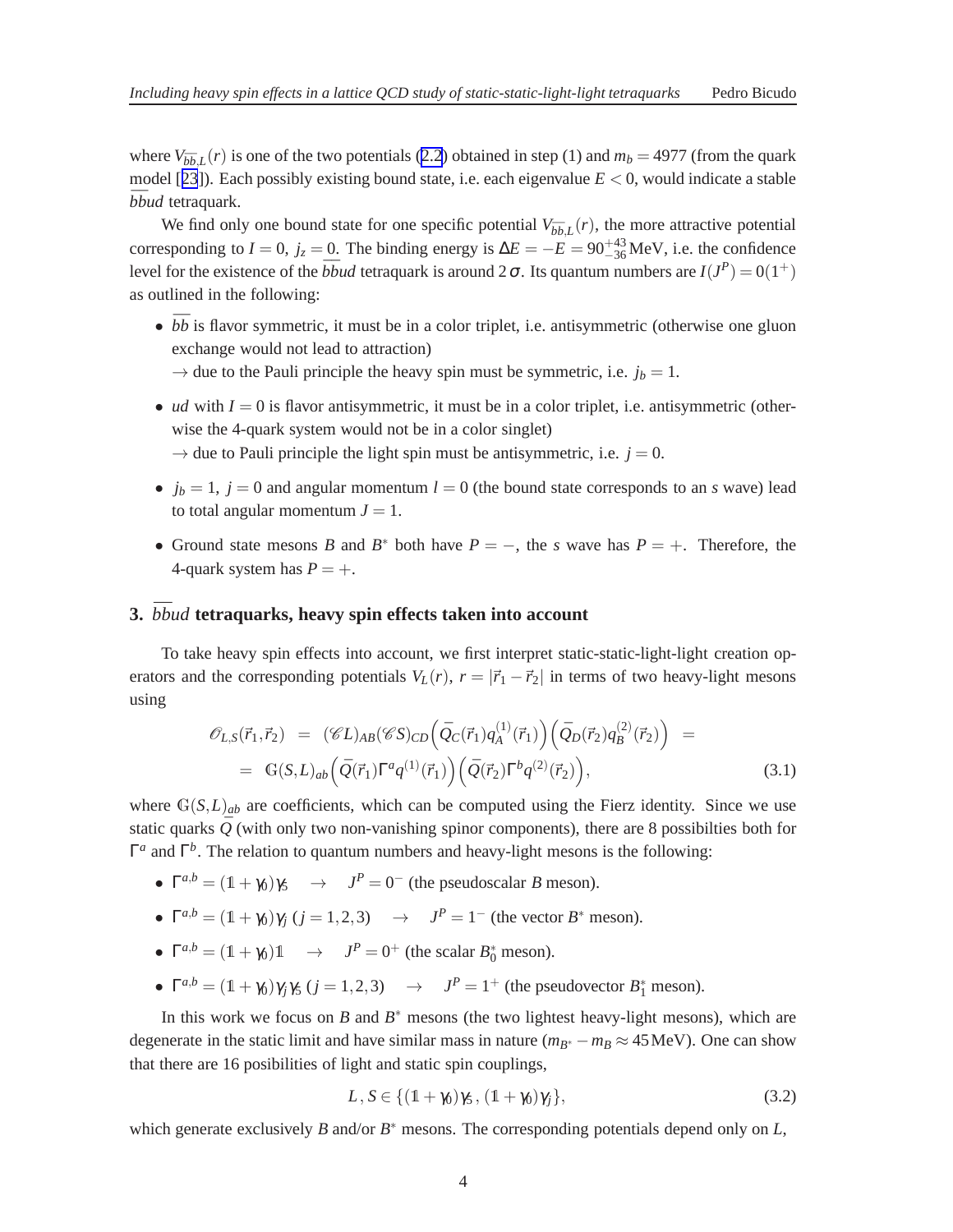where $V_{\bar{b}\bar{b},L}(r)$ is one of the two potentials (2.2) obtained in step (1) and $m_b = 4977$ (from the quark model [23]). Each possibly existing bound state, i.e. each eigenvalue $E < 0$, would indicate a stable $\bar{b}\bar{b}ud$ tetraquark.

We find only one bound state for one specific potential $V_{\bar{b}\bar{b},L}(r)$, the more attractive potential corresponding to $I = 0$, $j_z = 0$. The binding energy is $\Delta E = -E = 90^{+43}_{-36}\,\text{MeV}$, i.e. the confidence level for the existence of the $\bar{b}\bar{b}ud$ tetraquark is around $2\,\sigma$. Its quantum numbers are $I(J^P) = 0(1^+)$ as outlined in the following:

- $\bar{b}\bar{b}$ is flavor symmetric, it must be in a color triplet, i.e. antisymmetric (otherwise one gluon exchange would not lead to attraction)
  $\rightarrow$ due to the Pauli principle the heavy spin must be symmetric, i.e. $j_b = 1$.
- $ud$ with $I = 0$ is flavor antisymmetric, it must be in a color triplet, i.e. antisymmetric (otherwise the 4-quark system would not be in a color singlet)
  $\rightarrow$ due to Pauli principle the light spin must be antisymmetric, i.e. $j = 0$.
- $j_b = 1$, $j = 0$ and angular momentum $l = 0$ (the bound state corresponds to an $s$ wave) lead to total angular momentum $J = 1$.
- Ground state mesons $B$ and $B^*$ both have $P = -$, the $s$ wave has $P = +$. Therefore, the 4-quark system has $P = +$.

## 3. $\bar{b}\bar{b}ud$ tetraquarks, heavy spin effects taken into account

To take heavy spin effects into account, we first interpret static-static-light-light creation operators and the corresponding potentials $V_L(r)$, $r = |\vec{r}_1 - \vec{r}_2|$ in terms of two heavy-light mesons using

$$
\begin{aligned}
\mathscr{O}_{L,S}(\vec{r}_1,\vec{r}_2) &= (\mathscr{C}L)_{AB}(\mathscr{C}S)_{CD}\Big(\bar{Q}_C(\vec{r}_1)q^{(1)}_A(\vec{r}_1)\Big)\Big(\bar{Q}_D(\vec{r}_2)q^{(2)}_B(\vec{r}_2)\Big) = \\
&= \mathbb{G}(S,L)_{ab}\Big(\bar{Q}(\vec{r}_1)\Gamma^a q^{(1)}(\vec{r}_1)\Big)\Big(\bar{Q}(\vec{r}_2)\Gamma^b q^{(2)}(\vec{r}_2)\Big),
\end{aligned}
\tag{3.1}
$$

where $\mathbb{G}(S,L)_{ab}$ are coefficients, which can be computed using the Fierz identity. Since we use static quarks $\bar{Q}$ (with only two non-vanishing spinor components), there are 8 possibilties both for $\Gamma^a$ and $\Gamma^b$. The relation to quantum numbers and heavy-light mesons is the following:

- $\Gamma^{a,b} = (\mathbb{1}+\gamma_0)\gamma_5 \quad \rightarrow \quad J^P = 0^-$ (the pseudoscalar $B$ meson).
- $\Gamma^{a,b} = (\mathbb{1}+\gamma_0)\gamma_j$ $(j = 1,2,3) \quad \rightarrow \quad J^P = 1^-$ (the vector $B^*$ meson).
- $\Gamma^{a,b} = (\mathbb{1}+\gamma_0)\mathbb{1} \quad \rightarrow \quad J^P = 0^+$ (the scalar $B_0^*$ meson).
- $\Gamma^{a,b} = (\mathbb{1}+\gamma_0)\gamma_j\gamma_5$ $(j = 1,2,3) \quad \rightarrow \quad J^P = 1^+$ (the pseudovector $B_1^*$ meson).

In this work we focus on $B$ and $B^*$ mesons (the two lightest heavy-light mesons), which are degenerate in the static limit and have similar mass in nature ($m_{B^*} - m_B \approx 45\,\text{MeV}$). One can show that there are 16 posibilities of light and static spin couplings,

$$
L\,,S \in \{(\mathbb{1}+\gamma_0)\gamma_5\,,\,(\mathbb{1}+\gamma_0)\gamma_j\},
\tag{3.2}
$$

which generate exclusively $B$ and/or $B^*$ mesons. The corresponding potentials depend only on $L$,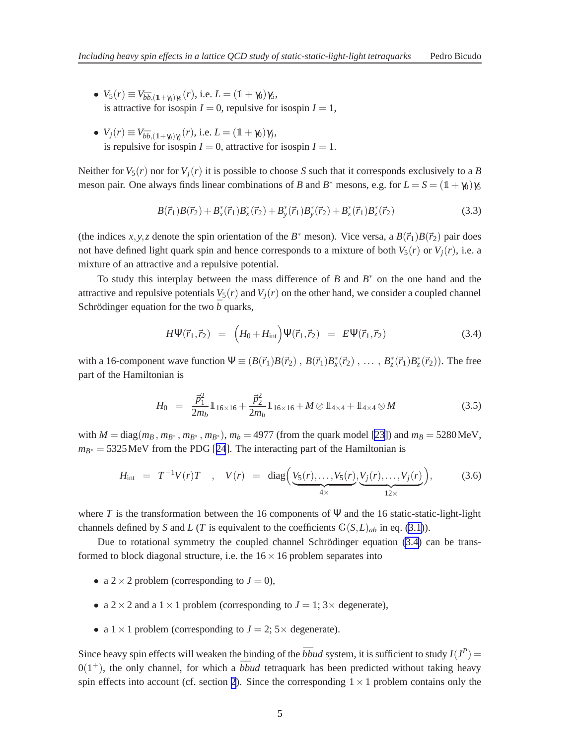- $V_5(r) \equiv V_{\bar{b}\bar{b},(\mathbb{1}+\gamma_0)\gamma_5}(r)$, i.e. $L = (\mathbb{1}+\gamma_0)\gamma_5$, is attractive for isospin $I = 0$, repulsive for isospin $I = 1$,

- $V_j(r) \equiv V_{\bar{b}\bar{b},(\mathbb{1}+\gamma_0)\gamma_j}(r)$, i.e. $L = (\mathbb{1}+\gamma_0)\gamma_j$, is repulsive for isospin $I = 0$, attractive for isospin $I = 1$.

Neither for $V_5(r)$ nor for $V_j(r)$ it is possible to choose $S$ such that it corresponds exclusively to a $B$ meson pair. One always finds linear combinations of $B$ and $B^*$ mesons, e.g. for $L = S = (\mathbb{1}+\gamma_0)\gamma_5$

$$B(\vec{r}_1)B(\vec{r}_2) + B^*_x(\vec{r}_1)B^*_x(\vec{r}_2) + B^*_y(\vec{r}_1)B^*_y(\vec{r}_2) + B^*_z(\vec{r}_1)B^*_z(\vec{r}_2) \tag{3.3}$$

(the indices $x,y,z$ denote the spin orientation of the $B^*$ meson). Vice versa, a $B(\vec{r}_1)B(\vec{r}_2)$ pair does not have defined light quark spin and hence corresponds to a mixture of both $V_5(r)$ or $V_j(r)$, i.e. a mixture of an attractive and a repulsive potential.

To study this interplay between the mass difference of $B$ and $B^*$ on the one hand and the attractive and repulsive potentials $V_5(r)$ and $V_j(r)$ on the other hand, we consider a coupled channel Schrödinger equation for the two $\bar{b}$ quarks,

$$H\Psi(\vec{r}_1,\vec{r}_2) \;=\; \Big(H_0 + H_{\text{int}}\Big)\Psi(\vec{r}_1,\vec{r}_2) \;=\; E\Psi(\vec{r}_1,\vec{r}_2) \tag{3.4}$$

with a 16-component wave function $\Psi \equiv (B(\vec{r}_1)B(\vec{r}_2)\,,\, B(\vec{r}_1)B^*_x(\vec{r}_2)\,,\, \ldots\,,\, B^*_z(\vec{r}_1)B^*_z(\vec{r}_2))$. The free part of the Hamiltonian is

$$H_0 \;=\; \frac{\vec{p}_1^{\,2}}{2m_b}\mathbb{1}_{16\times16} + \frac{\vec{p}_2^{\,2}}{2m_b}\mathbb{1}_{16\times16} + M\otimes\mathbb{1}_{4\times4} + \mathbb{1}_{4\times4}\otimes M \tag{3.5}$$

with $M = \text{diag}(m_B\,,\, m_{B^*}\,,\, m_{B^*}\,,\, m_{B^*})$, $m_b = 4977$ (from the quark model [23]) and $m_B = 5280\,\text{MeV}$, $m_{B^*} = 5325\,\text{MeV}$ from the PDG [24]. The interacting part of the Hamiltonian is

$$H_{\text{int}} \;=\; T^{-1}V(r)T \quad , \quad V(r) \;=\; \text{diag}\Big(\underbrace{V_5(r),\ldots,V_5(r)}_{4\times},\underbrace{V_j(r),\ldots,V_j(r)}_{12\times}\Big), \tag{3.6}$$

where $T$ is the transformation between the 16 components of $\Psi$ and the 16 static-static-light-light channels defined by $S$ and $L$ ($T$ is equivalent to the coefficients $\mathbb{G}(S,L)_{ab}$ in eq. (3.1)).

Due to rotational symmetry the coupled channel Schrödinger equation (3.4) can be transformed to block diagonal structure, i.e. the $16\times16$ problem separates into

- a $2\times2$ problem (corresponding to $J = 0$),
- a $2\times2$ and a $1\times1$ problem (corresponding to $J = 1$; $3\times$ degenerate),
- a $1\times1$ problem (corresponding to $J = 2$; $5\times$ degenerate).

Since heavy spin effects will weaken the binding of the $\bar{b}\bar{b}ud$ system, it is sufficient to study $I(J^P) = 0(1^+)$, the only channel, for which a $\bar{b}\bar{b}ud$ tetraquark has been predicted without taking heavy spin effects into account (cf. section 2). Since the corresponding $1\times1$ problem contains only the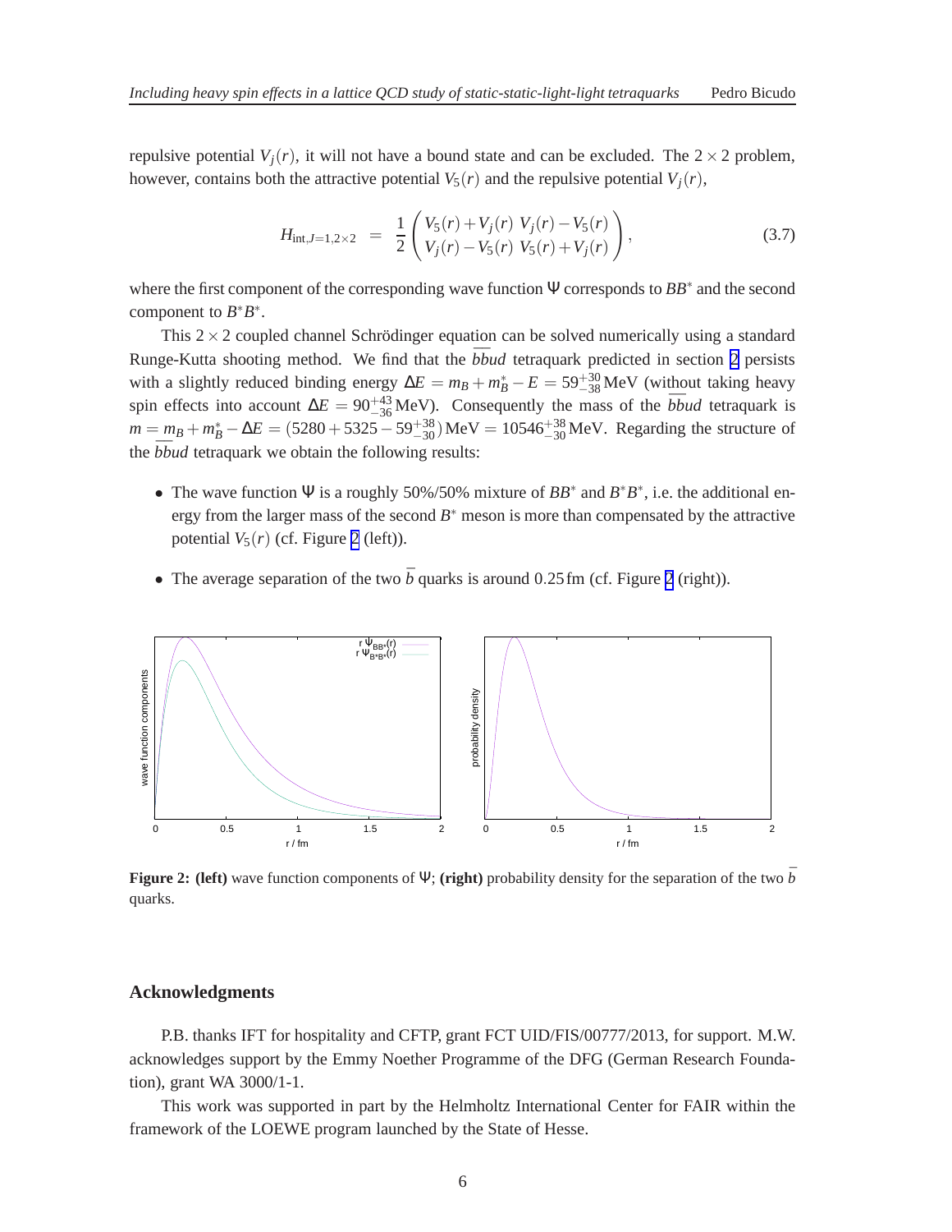repulsive potential $V_j(r)$, it will not have a bound state and can be excluded. The $2 \times 2$ problem, however, contains both the attractive potential $V_5(r)$ and the repulsive potential $V_j(r)$,

$$H_{\text{int},J=1,2\times 2} = \frac{1}{2} \begin{pmatrix} V_5(r)+V_j(r) & V_j(r)-V_5(r) \\ V_j(r)-V_5(r) & V_5(r)+V_j(r) \end{pmatrix}, \tag{3.7}$$

where the first component of the corresponding wave function $\Psi$ corresponds to $BB^*$ and the second component to $B^*B^*$.

This $2 \times 2$ coupled channel Schrödinger equation can be solved numerically using a standard Runge-Kutta shooting method. We find that the $\bar{b}\bar{b}ud$ tetraquark predicted in section 2 persists with a slightly reduced binding energy $\Delta E = m_B + m_B^* - E = 59^{+30}_{-38}\,\text{MeV}$ (without taking heavy spin effects into account $\Delta E = 90^{+43}_{-36}\,\text{MeV}$). Consequently the mass of the $\bar{b}\bar{b}ud$ tetraquark is $m = m_B + m_B^* - \Delta E = (5280 + 5325 - 59^{+38}_{-30})\,\text{MeV} = 10546^{+38}_{-30}\,\text{MeV}$. Regarding the structure of the $\bar{b}\bar{b}ud$ tetraquark we obtain the following results:

- The wave function $\Psi$ is a roughly 50%/50% mixture of $BB^*$ and $B^*B^*$, i.e. the additional energy from the larger mass of the second $B^*$ meson is more than compensated by the attractive potential $V_5(r)$ (cf. Figure 2 (left)).
- The average separation of the two $\bar{b}$ quarks is around $0.25\,\text{fm}$ (cf. Figure 2 (right)).

wave function components
r $\Psi_{BB^*}(r)$
r $\Psi_{B^*B^*}(r)$
0 0.5 1 1.5 2
r / fm

probability density
0 0.5 1 1.5 2
r / fm

**Figure 2: (left)** wave function components of $\Psi$; **(right)** probability density for the separation of the two $\bar{b}$ quarks.

## Acknowledgments

P.B. thanks IFT for hospitality and CFTP, grant FCT UID/FIS/00777/2013, for support. M.W. acknowledges support by the Emmy Noether Programme of the DFG (German Research Foundation), grant WA 3000/1-1.

This work was supported in part by the Helmholtz International Center for FAIR within the framework of the LOEWE program launched by the State of Hesse.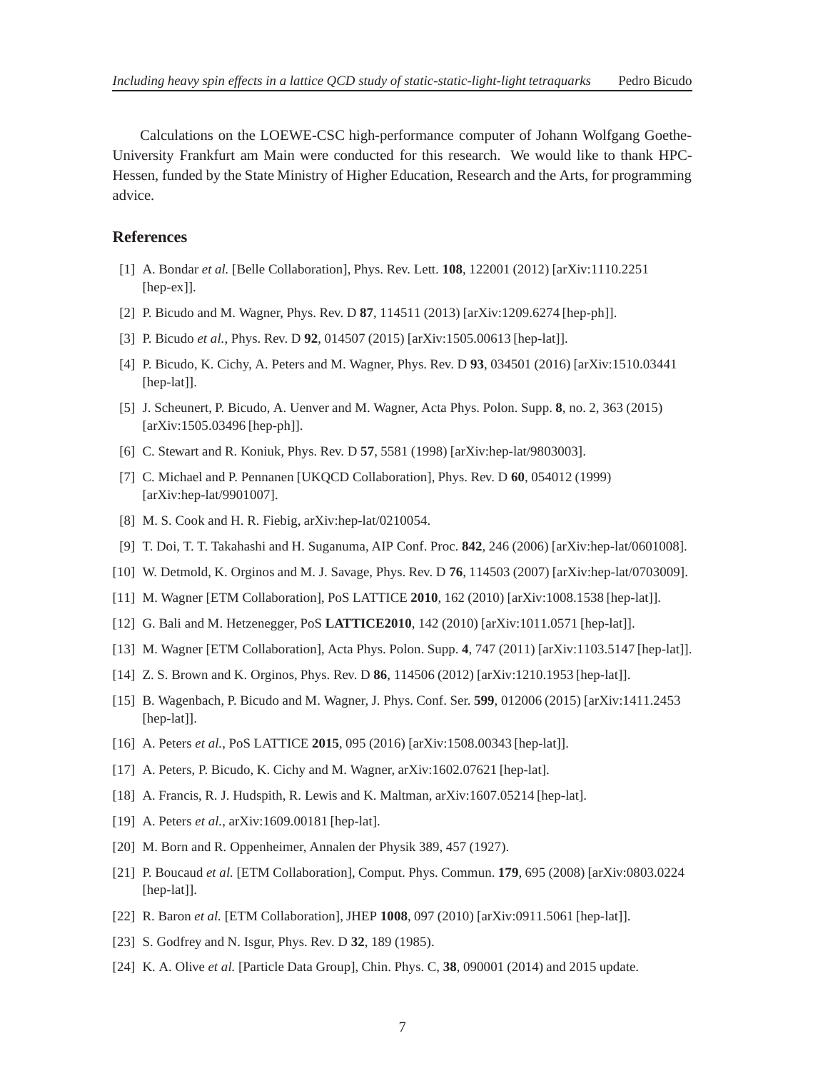Calculations on the LOEWE-CSC high-performance computer of Johann Wolfgang Goethe-University Frankfurt am Main were conducted for this research. We would like to thank HPC-Hessen, funded by the State Ministry of Higher Education, Research and the Arts, for programming advice.

## References

[1] A. Bondar *et al.* [Belle Collaboration], Phys. Rev. Lett. **108**, 122001 (2012) [arXiv:1110.2251 [hep-ex]].

[2] P. Bicudo and M. Wagner, Phys. Rev. D **87**, 114511 (2013) [arXiv:1209.6274 [hep-ph]].

[3] P. Bicudo *et al.*, Phys. Rev. D **92**, 014507 (2015) [arXiv:1505.00613 [hep-lat]].

[4] P. Bicudo, K. Cichy, A. Peters and M. Wagner, Phys. Rev. D **93**, 034501 (2016) [arXiv:1510.03441 [hep-lat]].

[5] J. Scheunert, P. Bicudo, A. Uenver and M. Wagner, Acta Phys. Polon. Supp. **8**, no. 2, 363 (2015) [arXiv:1505.03496 [hep-ph]].

[6] C. Stewart and R. Koniuk, Phys. Rev. D **57**, 5581 (1998) [arXiv:hep-lat/9803003].

[7] C. Michael and P. Pennanen [UKQCD Collaboration], Phys. Rev. D **60**, 054012 (1999) [arXiv:hep-lat/9901007].

[8] M. S. Cook and H. R. Fiebig, arXiv:hep-lat/0210054.

[9] T. Doi, T. T. Takahashi and H. Suganuma, AIP Conf. Proc. **842**, 246 (2006) [arXiv:hep-lat/0601008].

[10] W. Detmold, K. Orginos and M. J. Savage, Phys. Rev. D **76**, 114503 (2007) [arXiv:hep-lat/0703009].

[11] M. Wagner [ETM Collaboration], PoS LATTICE **2010**, 162 (2010) [arXiv:1008.1538 [hep-lat]].

[12] G. Bali and M. Hetzenegger, PoS **LATTICE2010**, 142 (2010) [arXiv:1011.0571 [hep-lat]].

[13] M. Wagner [ETM Collaboration], Acta Phys. Polon. Supp. **4**, 747 (2011) [arXiv:1103.5147 [hep-lat]].

[14] Z. S. Brown and K. Orginos, Phys. Rev. D **86**, 114506 (2012) [arXiv:1210.1953 [hep-lat]].

[15] B. Wagenbach, P. Bicudo and M. Wagner, J. Phys. Conf. Ser. **599**, 012006 (2015) [arXiv:1411.2453 [hep-lat]].

[16] A. Peters *et al.*, PoS LATTICE **2015**, 095 (2016) [arXiv:1508.00343 [hep-lat]].

[17] A. Peters, P. Bicudo, K. Cichy and M. Wagner, arXiv:1602.07621 [hep-lat].

[18] A. Francis, R. J. Hudspith, R. Lewis and K. Maltman, arXiv:1607.05214 [hep-lat].

[19] A. Peters *et al.*, arXiv:1609.00181 [hep-lat].

[20] M. Born and R. Oppenheimer, Annalen der Physik 389, 457 (1927).

[21] P. Boucaud *et al.* [ETM Collaboration], Comput. Phys. Commun. **179**, 695 (2008) [arXiv:0803.0224 [hep-lat]].

[22] R. Baron *et al.* [ETM Collaboration], JHEP **1008**, 097 (2010) [arXiv:0911.5061 [hep-lat]].

[23] S. Godfrey and N. Isgur, Phys. Rev. D **32**, 189 (1985).

[24] K. A. Olive *et al.* [Particle Data Group], Chin. Phys. C, **38**, 090001 (2014) and 2015 update.